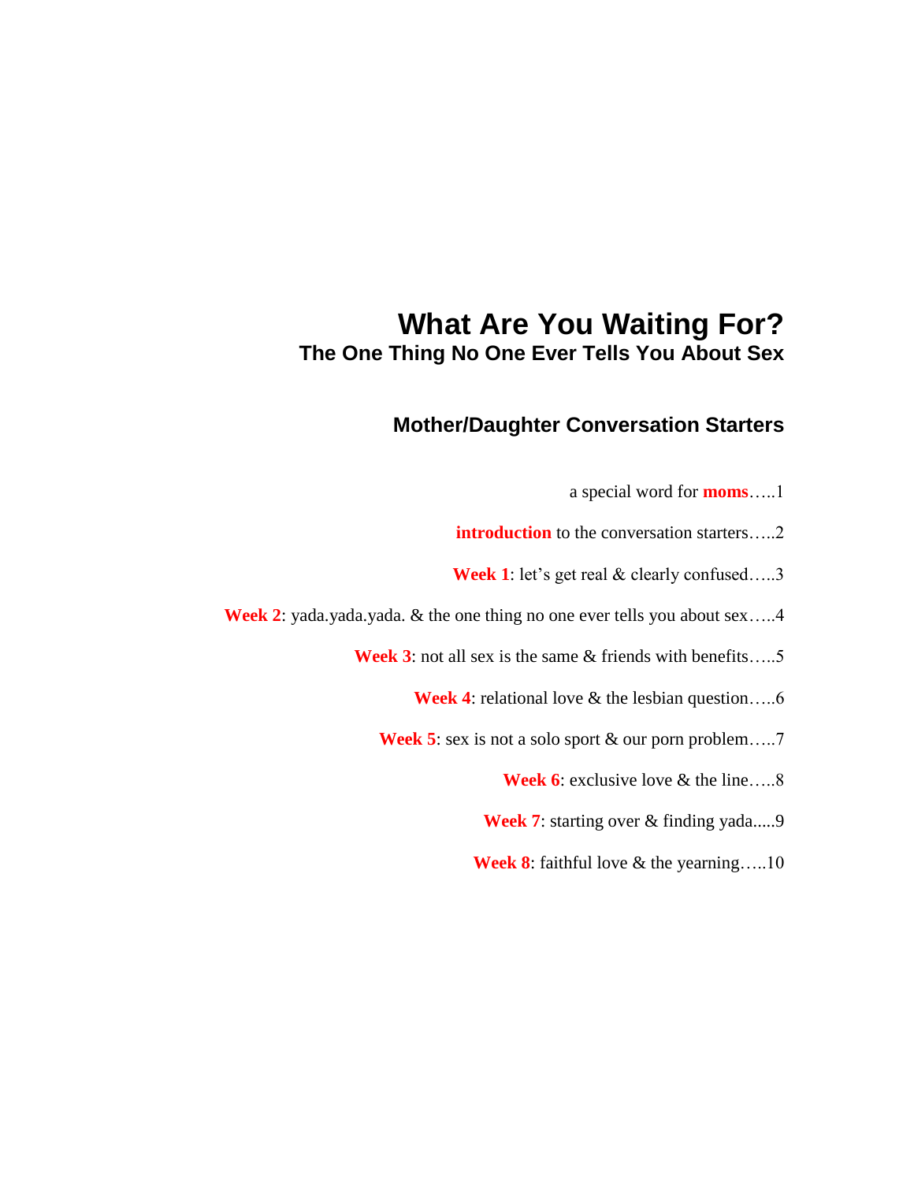# What Are You Waiting For?

## The One Thing No One Ever Tells You About Sex

## Mother/Daughter Conversation Starters

a special word for **moms**…..1

**introduction** to the conversation starters…..2

**Week 1**: let's get real & clearly confused…..3

**Week 2**: yada.yada.yada. & the one thing no one ever tells you about sex…..4

**Week 3**: not all sex is the same & friends with benefits…..5

**Week 4**: relational love & the lesbian question…..6

**Week 5**: sex is not a solo sport & our porn problem…..7

**Week 6**: exclusive love & the line…..8

**Week 7**: starting over & finding yada.....9

**Week 8**: faithful love & the yearning…..10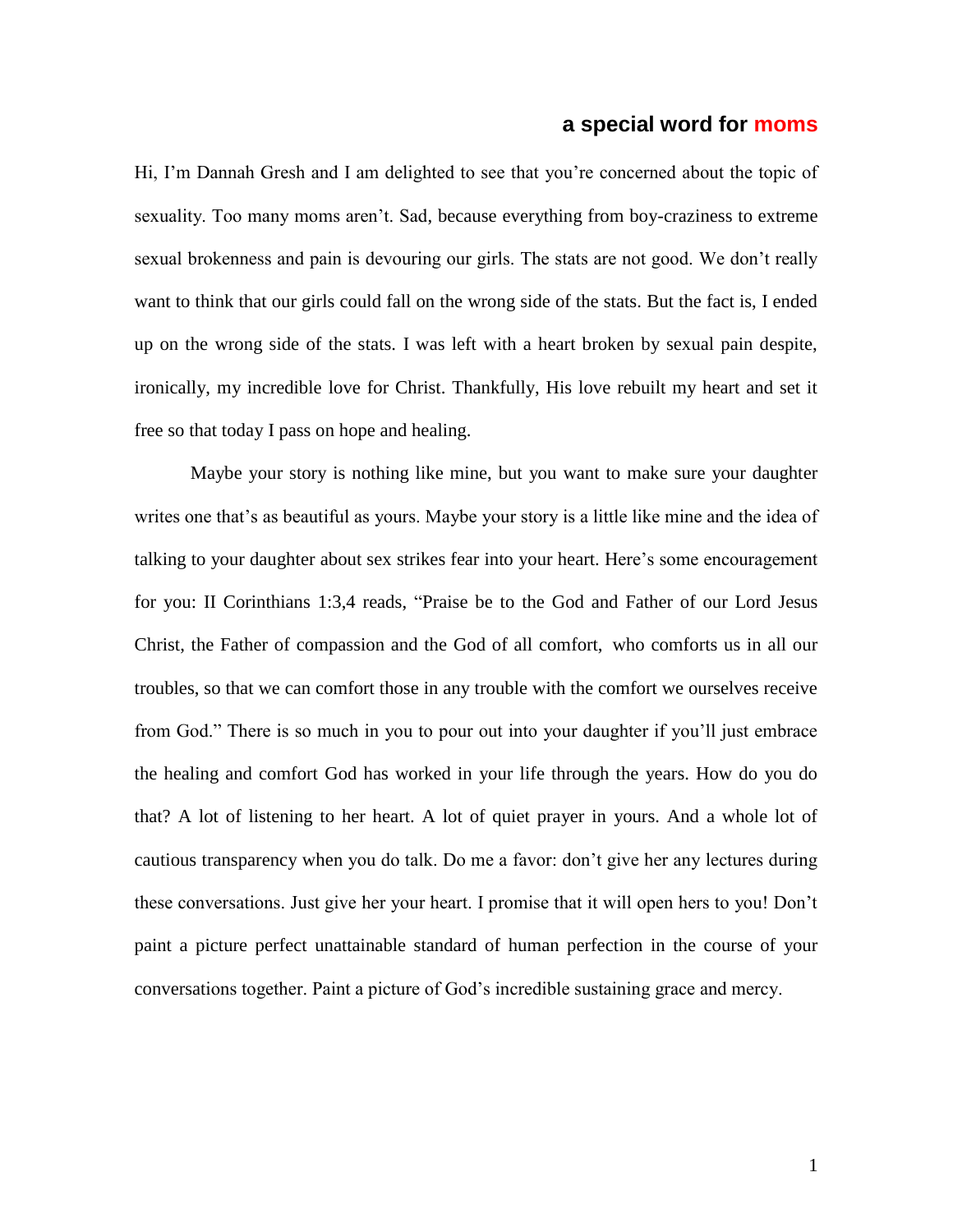## a special word for moms

Hi, I'm Dannah Gresh and I am delighted to see that you're concerned about the topic of sexuality. Too many moms aren't. Sad, because everything from boy-craziness to extreme sexual brokenness and pain is devouring our girls. The stats are not good. We don't really want to think that our girls could fall on the wrong side of the stats. But the fact is, I ended up on the wrong side of the stats. I was left with a heart broken by sexual pain despite, ironically, my incredible love for Christ. Thankfully, His love rebuilt my heart and set it free so that today I pass on hope and healing.

Maybe your story is nothing like mine, but you want to make sure your daughter writes one that's as beautiful as yours. Maybe your story is a little like mine and the idea of talking to your daughter about sex strikes fear into your heart. Here's some encouragement for you: II Corinthians 1:3,4 reads, "Praise be to the God and Father of our Lord Jesus Christ, the Father of compassion and the God of all comfort, who comforts us in all our troubles, so that we can comfort those in any trouble with the comfort we ourselves receive from God." There is so much in you to pour out into your daughter if you'll just embrace the healing and comfort God has worked in your life through the years. How do you do that? A lot of listening to her heart. A lot of quiet prayer in yours. And a whole lot of cautious transparency when you do talk. Do me a favor: don't give her any lectures during these conversations. Just give her your heart. I promise that it will open hers to you! Don't paint a picture perfect unattainable standard of human perfection in the course of your conversations together. Paint a picture of God's incredible sustaining grace and mercy.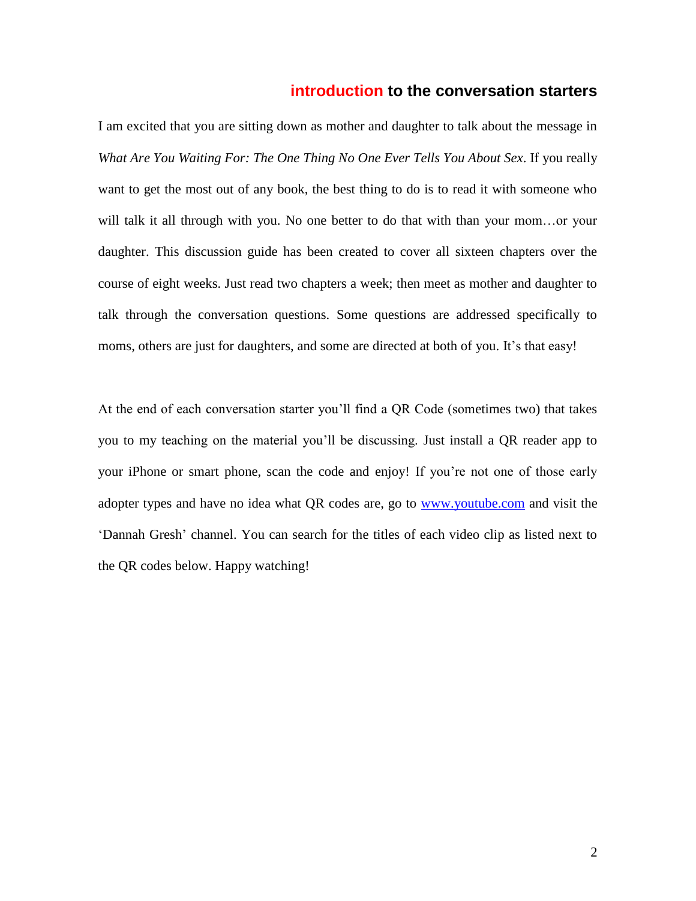## introduction to the conversation starters

I am excited that you are sitting down as mother and daughter to talk about the message in *What Are You Waiting For: The One Thing No One Ever Tells You About Sex*. If you really want to get the most out of any book, the best thing to do is to read it with someone who will talk it all through with you. No one better to do that with than your mom…or your daughter. This discussion guide has been created to cover all sixteen chapters over the course of eight weeks. Just read two chapters a week; then meet as mother and daughter to talk through the conversation questions. Some questions are addressed specifically to moms, others are just for daughters, and some are directed at both of you. It's that easy!

At the end of each conversation starter you'll find a QR Code (sometimes two) that takes you to my teaching on the material you'll be discussing. Just install a QR reader app to your iPhone or smart phone, scan the code and enjoy! If you're not one of those early adopter types and have no idea what QR codes are, go to [www.youtube.com](http://www.youtube.com) and visit the 'Dannah Gresh' channel. You can search for the titles of each video clip as listed next to the QR codes below. Happy watching!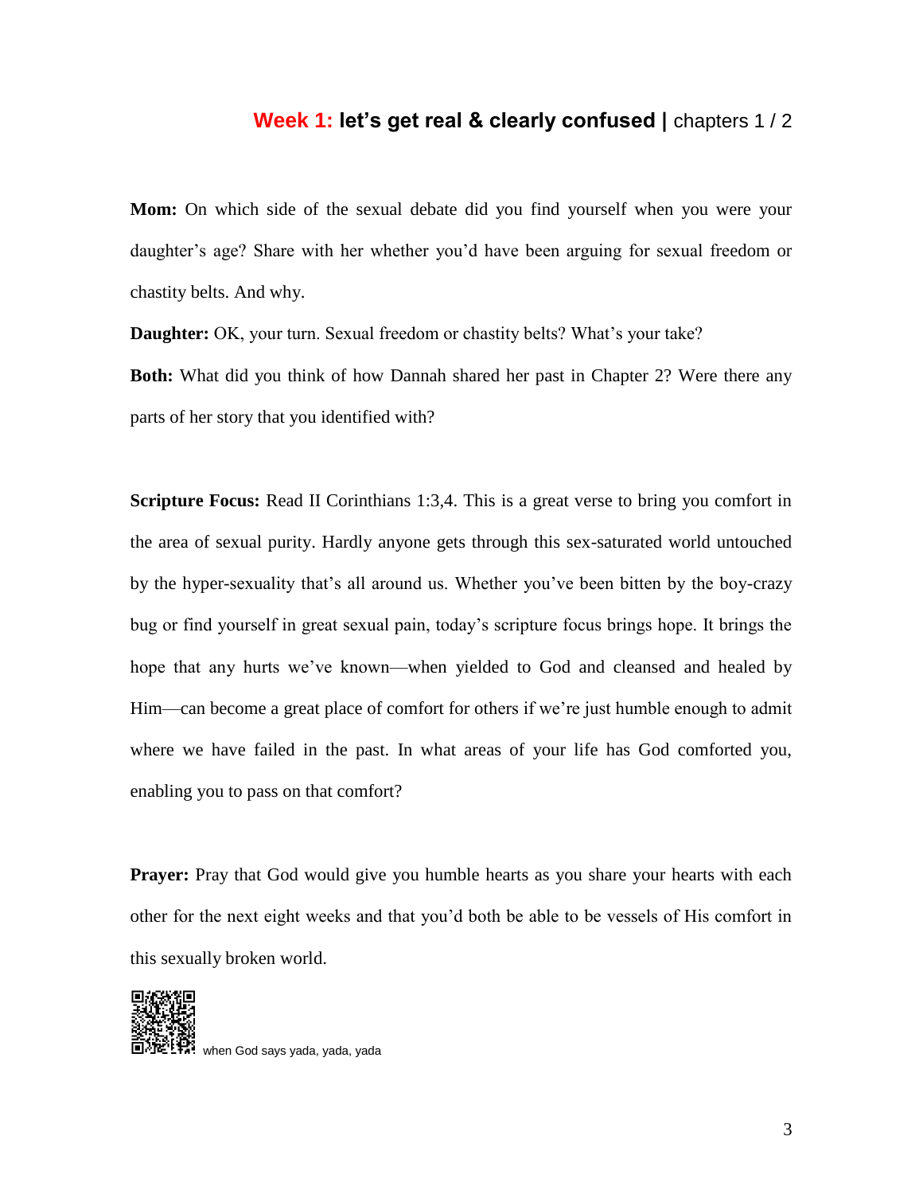## **Week 1:** let's get real & clearly confused | chapters 1 / 2

**Mom:** On which side of the sexual debate did you find yourself when you were your daughter's age? Share with her whether you'd have been arguing for sexual freedom or chastity belts. And why.

**Daughter:** OK, your turn. Sexual freedom or chastity belts? What's your take?

**Both:** What did you think of how Dannah shared her past in Chapter 2? Were there any parts of her story that you identified with?

**Scripture Focus:** Read II Corinthians 1:3,4. This is a great verse to bring you comfort in the area of sexual purity. Hardly anyone gets through this sex-saturated world untouched by the hyper-sexuality that's all around us. Whether you've been bitten by the boy-crazy bug or find yourself in great sexual pain, today's scripture focus brings hope. It brings the hope that any hurts we've known—when yielded to God and cleansed and healed by Him—can become a great place of comfort for others if we're just humble enough to admit where we have failed in the past. In what areas of your life has God comforted you, enabling you to pass on that comfort?

**Prayer:** Pray that God would give you humble hearts as you share your hearts with each other for the next eight weeks and that you'd both be able to be vessels of His comfort in this sexually broken world.

when God says yada, yada, yada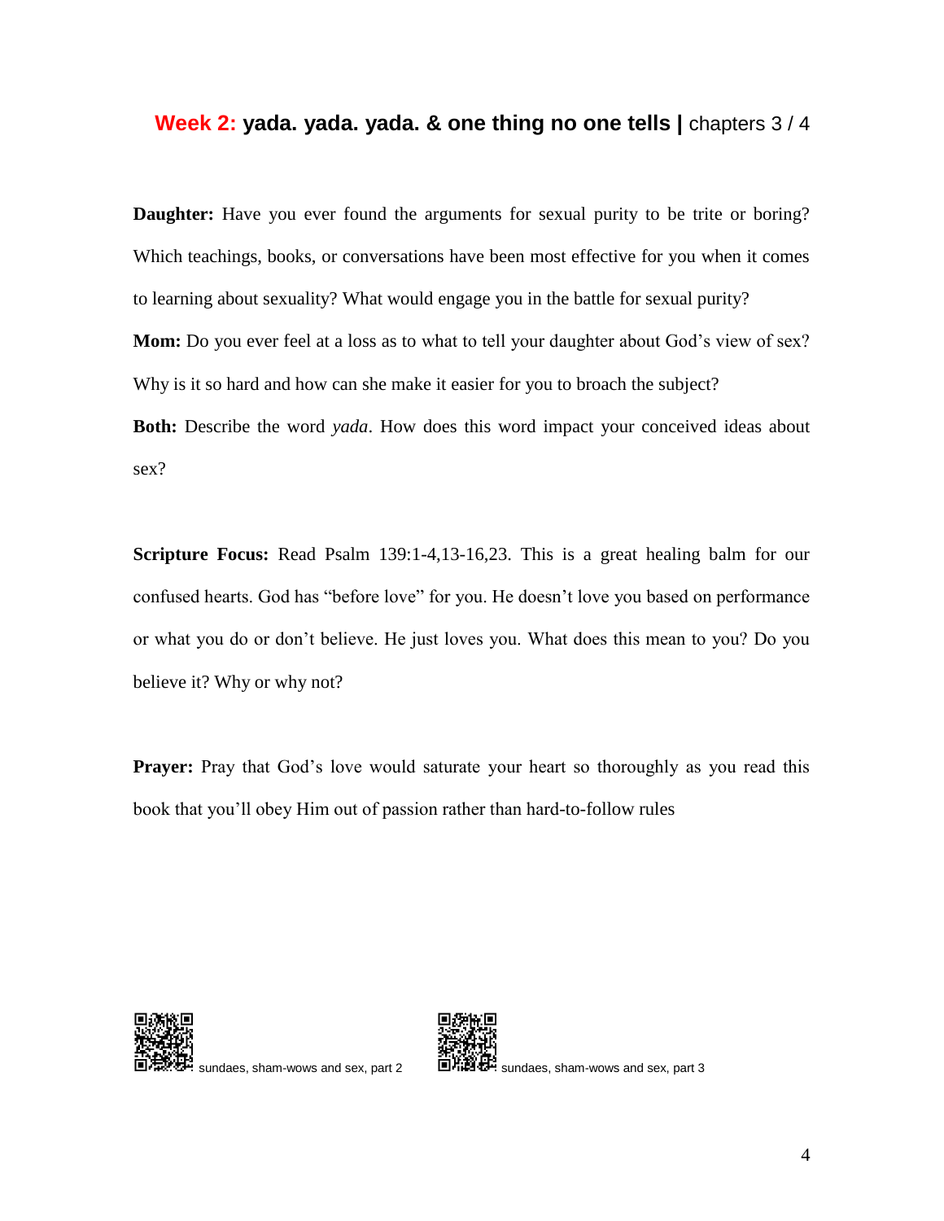## **Week 2:** yada. yada. yada. & one thing no one tells | chapters 3 / 4

**Daughter:** Have you ever found the arguments for sexual purity to be trite or boring? Which teachings, books, or conversations have been most effective for you when it comes to learning about sexuality? What would engage you in the battle for sexual purity?

**Mom:** Do you ever feel at a loss as to what to tell your daughter about God's view of sex? Why is it so hard and how can she make it easier for you to broach the subject?

**Both:** Describe the word *yada*. How does this word impact your conceived ideas about sex?

**Scripture Focus:** Read Psalm 139:1-4,13-16,23. This is a great healing balm for our confused hearts. God has "before love" for you. He doesn't love you based on performance or what you do or don't believe. He just loves you. What does this mean to you? Do you believe it? Why or why not?

**Prayer:** Pray that God's love would saturate your heart so thoroughly as you read this book that you'll obey Him out of passion rather than hard-to-follow rules

sundaes, sham-wows and sex, part 2

sundaes, sham-wows and sex, part 3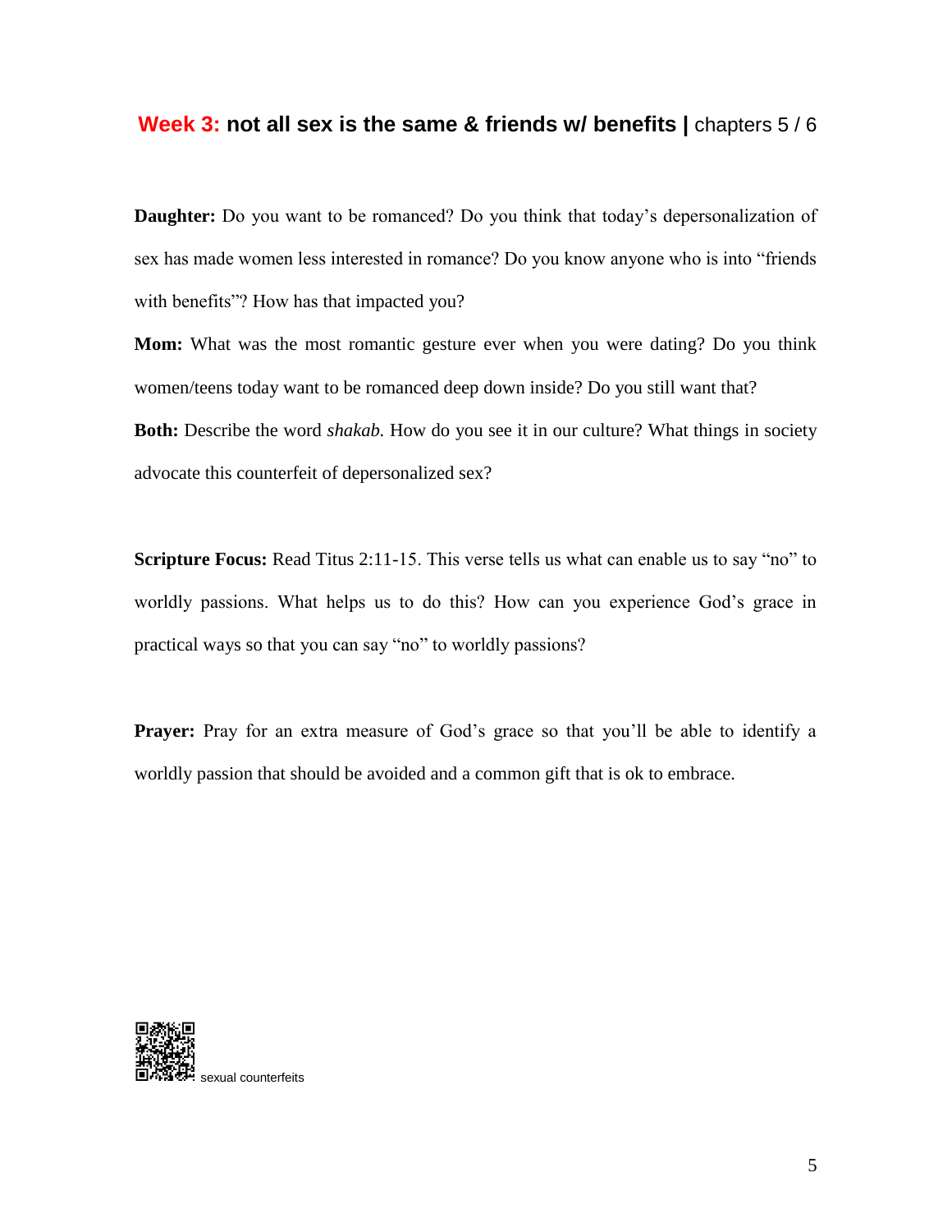## **Week 3:** not all sex is the same & friends w/ benefits | chapters 5 / 6

**Daughter:** Do you want to be romanced? Do you think that today's depersonalization of sex has made women less interested in romance? Do you know anyone who is into "friends with benefits"? How has that impacted you?

**Mom:** What was the most romantic gesture ever when you were dating? Do you think women/teens today want to be romanced deep down inside? Do you still want that?

**Both:** Describe the word *shakab.* How do you see it in our culture? What things in society advocate this counterfeit of depersonalized sex?

**Scripture Focus:** Read Titus 2:11-15. This verse tells us what can enable us to say "no" to worldly passions. What helps us to do this? How can you experience God's grace in practical ways so that you can say "no" to worldly passions?

**Prayer:** Pray for an extra measure of God's grace so that you'll be able to identify a worldly passion that should be avoided and a common gift that is ok to embrace.

sexual counterfeits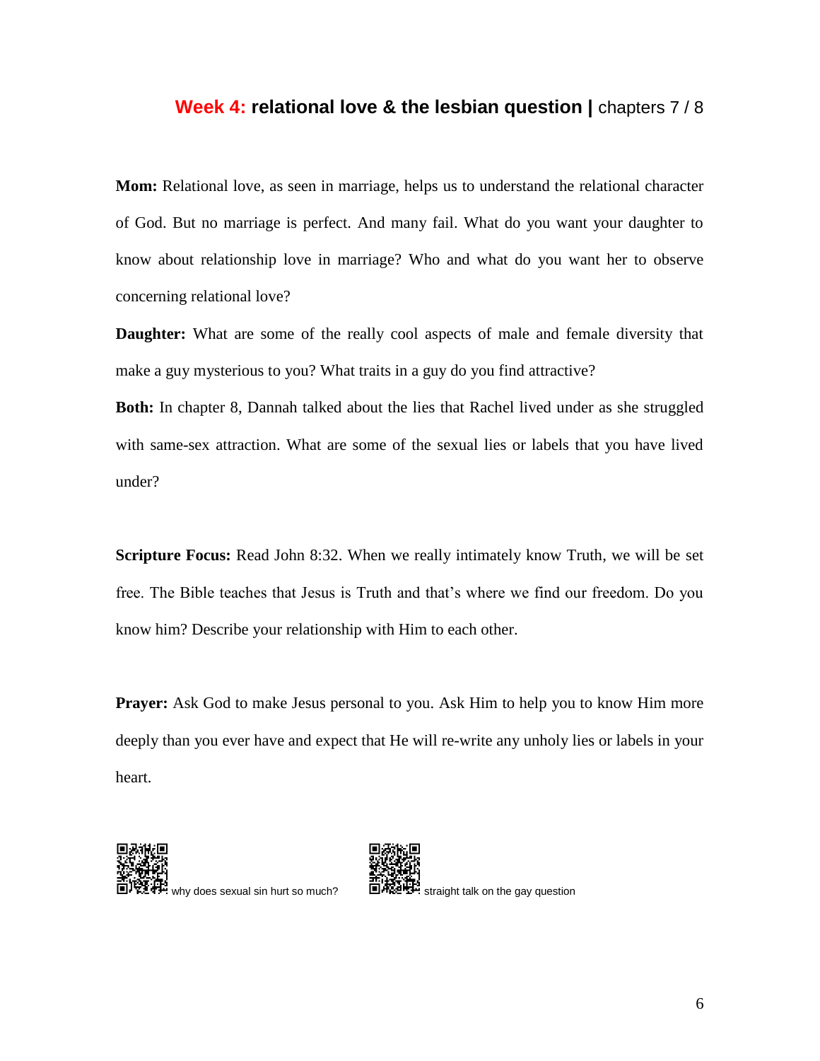## **Week 4:** relational love & the lesbian question | chapters 7 / 8

**Mom:** Relational love, as seen in marriage, helps us to understand the relational character of God. But no marriage is perfect. And many fail. What do you want your daughter to know about relationship love in marriage? Who and what do you want her to observe concerning relational love?

**Daughter:** What are some of the really cool aspects of male and female diversity that make a guy mysterious to you? What traits in a guy do you find attractive?

**Both:** In chapter 8, Dannah talked about the lies that Rachel lived under as she struggled with same-sex attraction. What are some of the sexual lies or labels that you have lived under?

**Scripture Focus:** Read John 8:32. When we really intimately know Truth, we will be set free. The Bible teaches that Jesus is Truth and that's where we find our freedom. Do you know him? Describe your relationship with Him to each other.

**Prayer:** Ask God to make Jesus personal to you. Ask Him to help you to know Him more deeply than you ever have and expect that He will re-write any unholy lies or labels in your heart.

why does sexual sin hurt so much?

straight talk on the gay question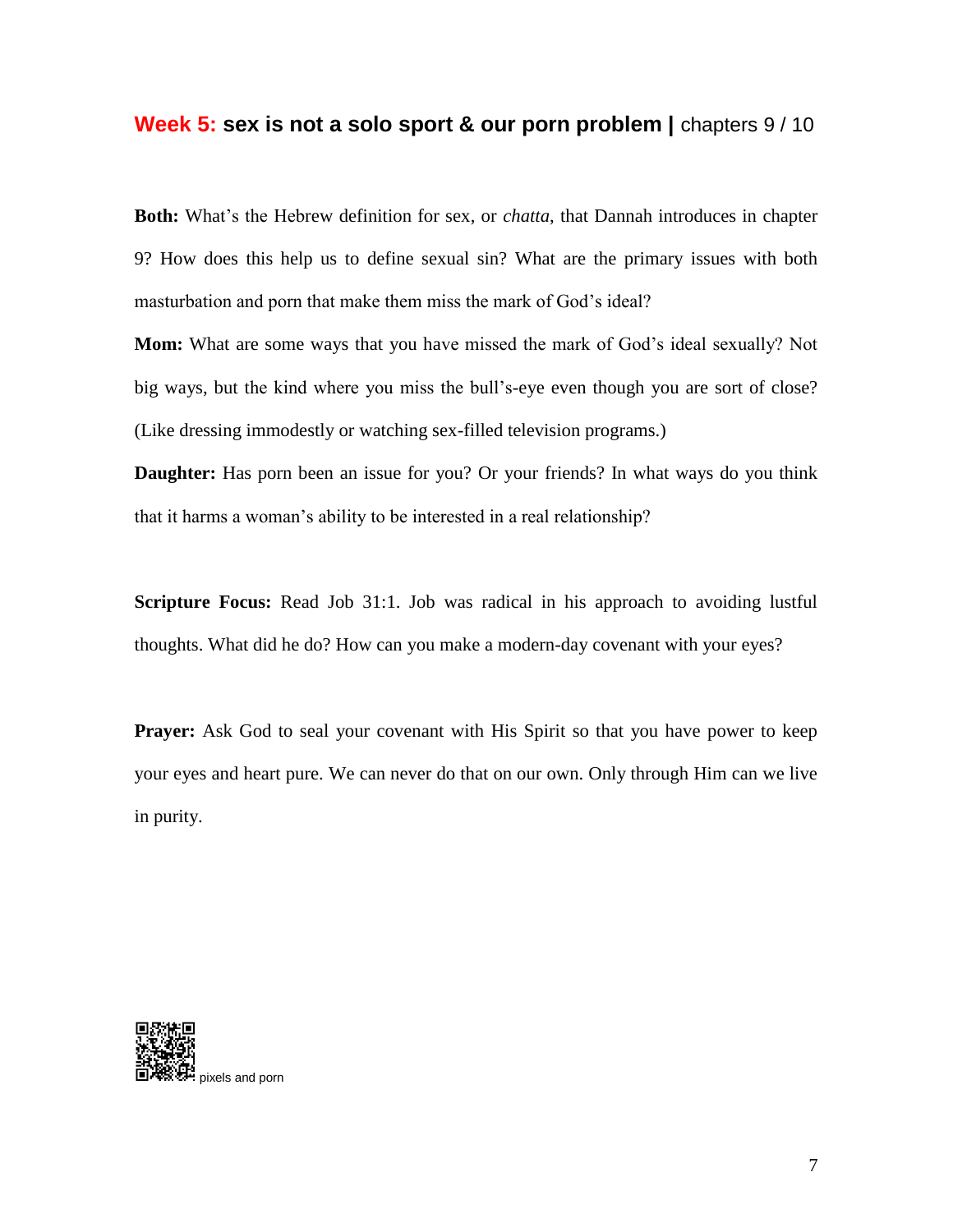## **Week 5:** sex is not a solo sport & our porn problem | chapters 9 / 10

**Both:** What's the Hebrew definition for sex, or *chatta*, that Dannah introduces in chapter 9? How does this help us to define sexual sin? What are the primary issues with both masturbation and porn that make them miss the mark of God's ideal?

**Mom:** What are some ways that you have missed the mark of God's ideal sexually? Not big ways, but the kind where you miss the bull's-eye even though you are sort of close? (Like dressing immodestly or watching sex-filled television programs.)

**Daughter:** Has porn been an issue for you? Or your friends? In what ways do you think that it harms a woman's ability to be interested in a real relationship?

**Scripture Focus:** Read Job 31:1. Job was radical in his approach to avoiding lustful thoughts. What did he do? How can you make a modern-day covenant with your eyes?

**Prayer:** Ask God to seal your covenant with His Spirit so that you have power to keep your eyes and heart pure. We can never do that on our own. Only through Him can we live in purity.

pixels and porn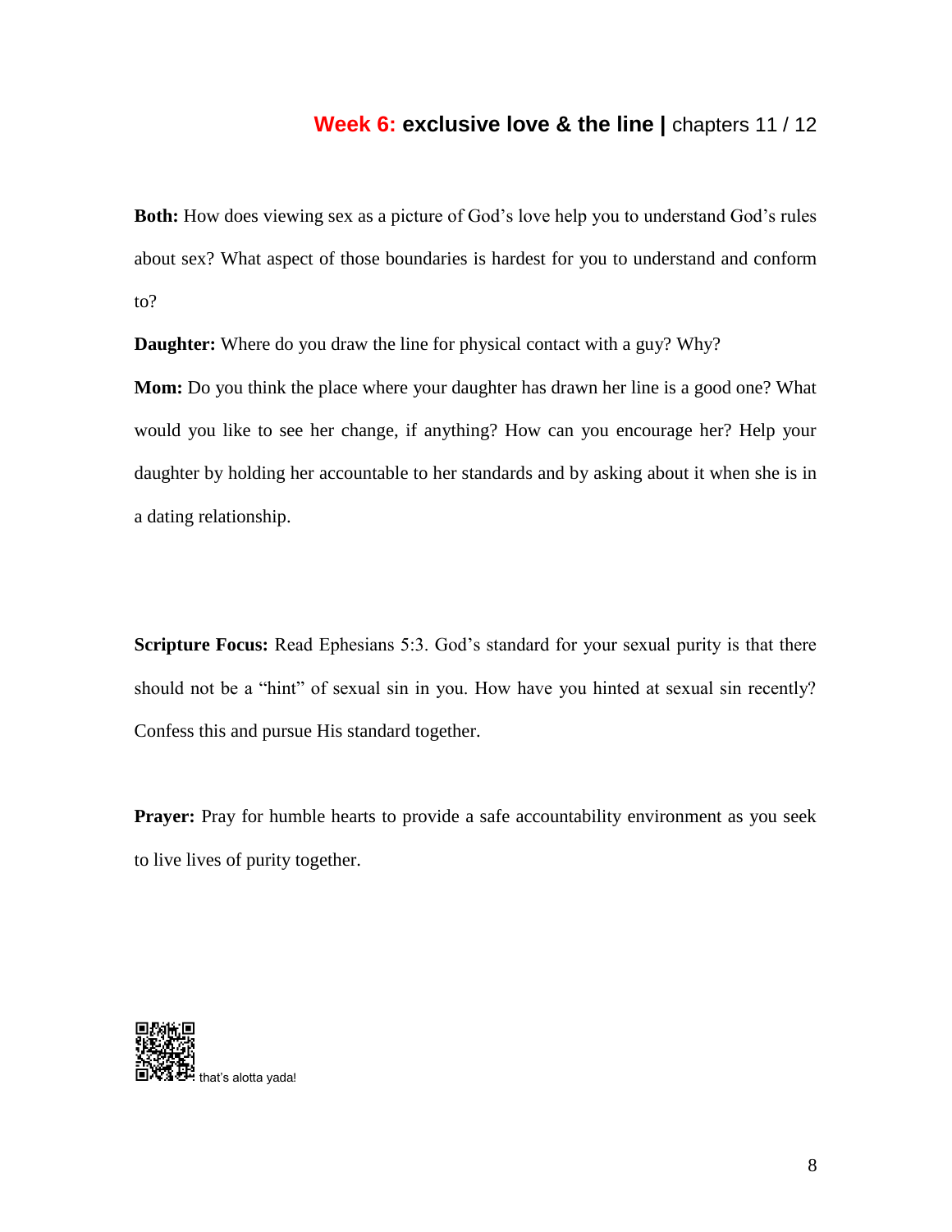## **Week 6: exclusive love & the line |** chapters 11 / 12

**Both:** How does viewing sex as a picture of God's love help you to understand God's rules about sex? What aspect of those boundaries is hardest for you to understand and conform to?

**Daughter:** Where do you draw the line for physical contact with a guy? Why?

**Mom:** Do you think the place where your daughter has drawn her line is a good one? What would you like to see her change, if anything? How can you encourage her? Help your daughter by holding her accountable to her standards and by asking about it when she is in a dating relationship.

**Scripture Focus:** Read Ephesians 5:3. God's standard for your sexual purity is that there should not be a "hint" of sexual sin in you. How have you hinted at sexual sin recently? Confess this and pursue His standard together.

**Prayer:** Pray for humble hearts to provide a safe accountability environment as you seek to live lives of purity together.

that's alotta yada!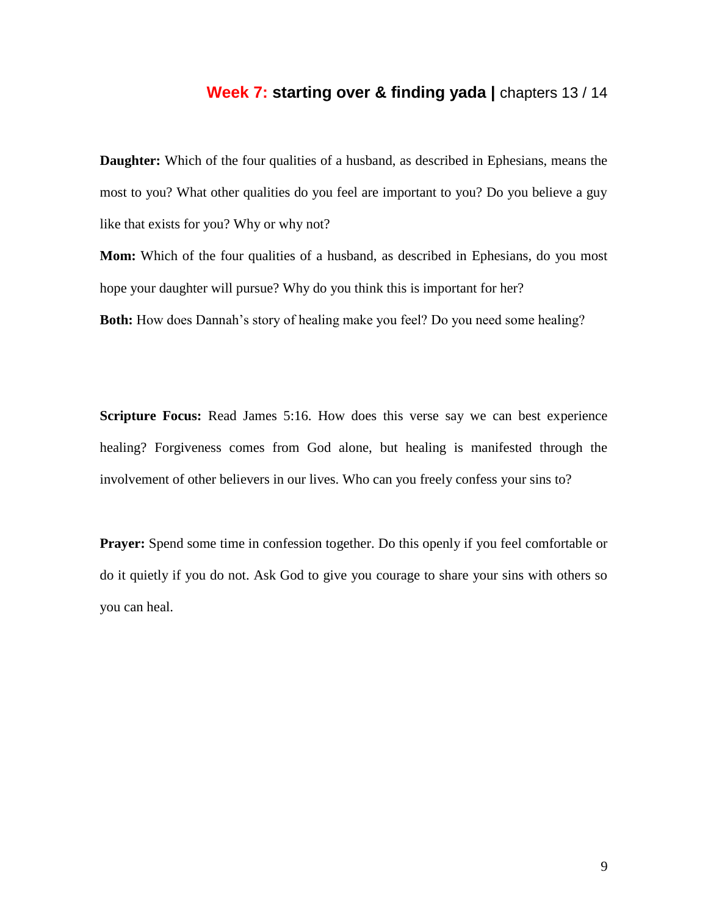## **Week 7:** starting over & finding yada | chapters 13 / 14

**Daughter:** Which of the four qualities of a husband, as described in Ephesians, means the most to you? What other qualities do you feel are important to you? Do you believe a guy like that exists for you? Why or why not?

**Mom:** Which of the four qualities of a husband, as described in Ephesians, do you most hope your daughter will pursue? Why do you think this is important for her?

**Both:** How does Dannah's story of healing make you feel? Do you need some healing?

**Scripture Focus:** Read James 5:16. How does this verse say we can best experience healing? Forgiveness comes from God alone, but healing is manifested through the involvement of other believers in our lives. Who can you freely confess your sins to?

**Prayer:** Spend some time in confession together. Do this openly if you feel comfortable or do it quietly if you do not. Ask God to give you courage to share your sins with others so you can heal.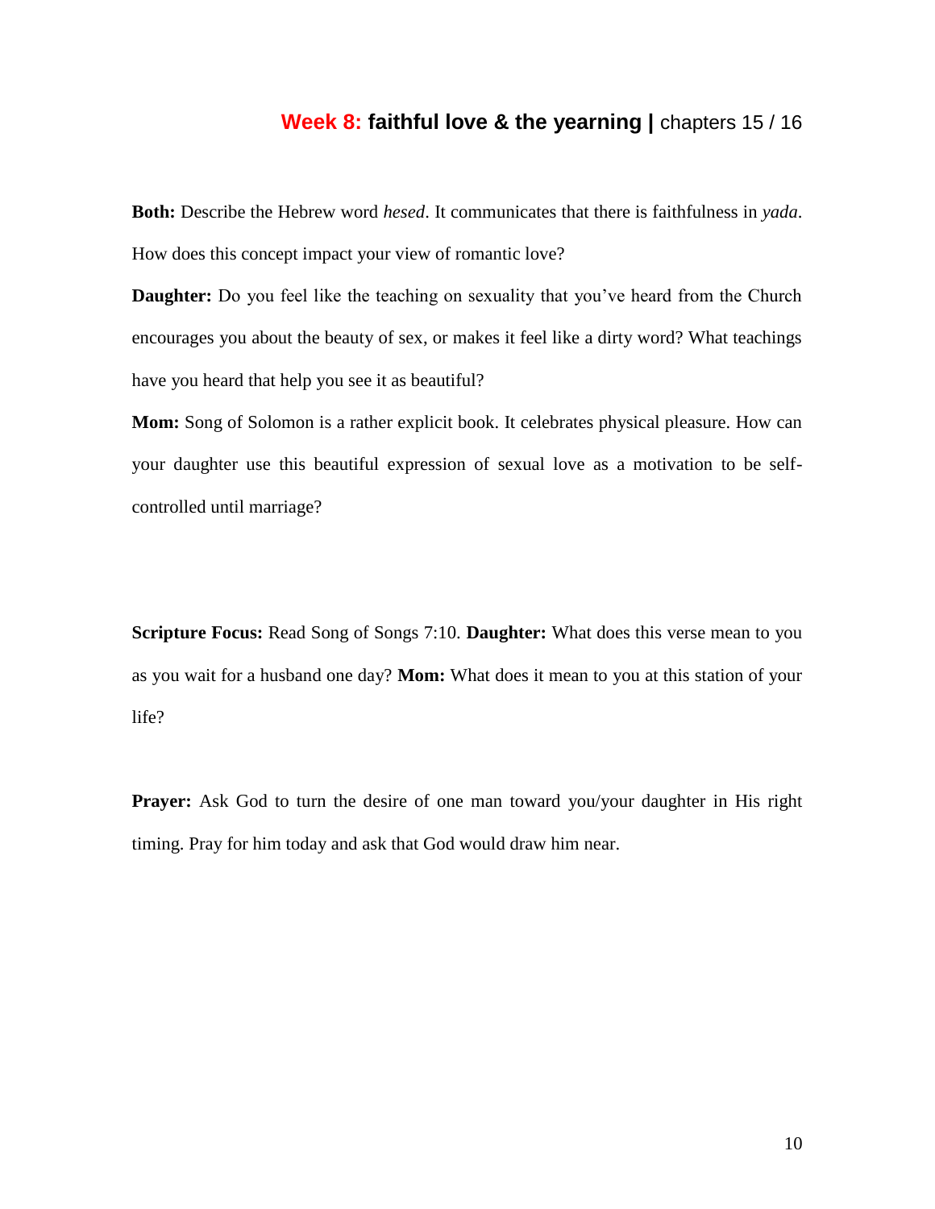## **Week 8: faithful love & the yearning |** chapters 15 / 16

**Both:** Describe the Hebrew word *hesed*. It communicates that there is faithfulness in *yada*. How does this concept impact your view of romantic love?

**Daughter:** Do you feel like the teaching on sexuality that you've heard from the Church encourages you about the beauty of sex, or makes it feel like a dirty word? What teachings have you heard that help you see it as beautiful?

**Mom:** Song of Solomon is a rather explicit book. It celebrates physical pleasure. How can your daughter use this beautiful expression of sexual love as a motivation to be self-controlled until marriage?

**Scripture Focus:** Read Song of Songs 7:10. **Daughter:** What does this verse mean to you as you wait for a husband one day? **Mom:** What does it mean to you at this station of your life?

**Prayer:** Ask God to turn the desire of one man toward you/your daughter in His right timing. Pray for him today and ask that God would draw him near.